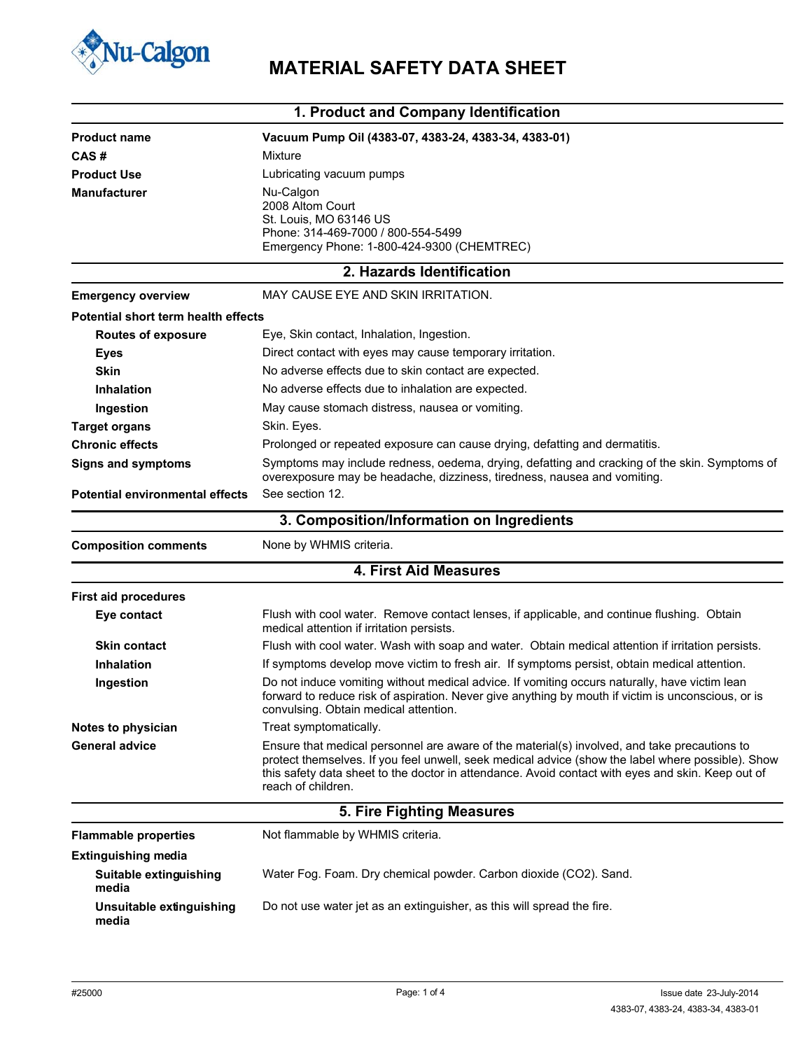# MATERIAL SAFETY DATA SHEET

## 1. Product and Company Identification

| | |
|---|---|
| **Product name** | **Vacuum Pump Oil (4383-07, 4383-24, 4383-34, 4383-01)** |
| **CAS #** | Mixture |
| **Product Use** | Lubricating vacuum pumps |
| **Manufacturer** | Nu-Calgon<br>2008 Altom Court<br>St. Louis, MO 63146 US<br>Phone: 314-469-7000 / 800-554-5499<br>Emergency Phone: 1-800-424-9300 (CHEMTREC) |

## 2. Hazards Identification

| | |
|---|---|
| **Emergency overview** | MAY CAUSE EYE AND SKIN IRRITATION. |
| **Potential short term health effects** | |
| **Routes of exposure** | Eye, Skin contact, Inhalation, Ingestion. |
| **Eyes** | Direct contact with eyes may cause temporary irritation. |
| **Skin** | No adverse effects due to skin contact are expected. |
| **Inhalation** | No adverse effects due to inhalation are expected. |
| **Ingestion** | May cause stomach distress, nausea or vomiting. |
| **Target organs** | Skin. Eyes. |
| **Chronic effects** | Prolonged or repeated exposure can cause drying, defatting and dermatitis. |
| **Signs and symptoms** | Symptoms may include redness, oedema, drying, defatting and cracking of the skin. Symptoms of overexposure may be headache, dizziness, tiredness, nausea and vomiting. |
| **Potential environmental effects** | See section 12. |

## 3. Composition/Information on Ingredients

| | |
|---|---|
| **Composition comments** | None by WHMIS criteria. |

## 4. First Aid Measures

| | |
|---|---|
| **First aid procedures** | |
| **Eye contact** | Flush with cool water. Remove contact lenses, if applicable, and continue flushing. Obtain medical attention if irritation persists. |
| **Skin contact** | Flush with cool water. Wash with soap and water. Obtain medical attention if irritation persists. |
| **Inhalation** | If symptoms develop move victim to fresh air. If symptoms persist, obtain medical attention. |
| **Ingestion** | Do not induce vomiting without medical advice. If vomiting occurs naturally, have victim lean forward to reduce risk of aspiration. Never give anything by mouth if victim is unconscious, or is convulsing. Obtain medical attention. |
| **Notes to physician** | Treat symptomatically. |
| **General advice** | Ensure that medical personnel are aware of the material(s) involved, and take precautions to protect themselves. If you feel unwell, seek medical advice (show the label where possible). Show this safety data sheet to the doctor in attendance. Avoid contact with eyes and skin. Keep out of reach of children. |

## 5. Fire Fighting Measures

| | |
|---|---|
| **Flammable properties** | Not flammable by WHMIS criteria. |
| **Extinguishing media** | |
| **Suitable extinguishing media** | Water Fog. Foam. Dry chemical powder. Carbon dioxide ($CO_2$). Sand. |
| **Unsuitable extinguishing media** | Do not use water jet as an extinguisher, as this will spread the fire. |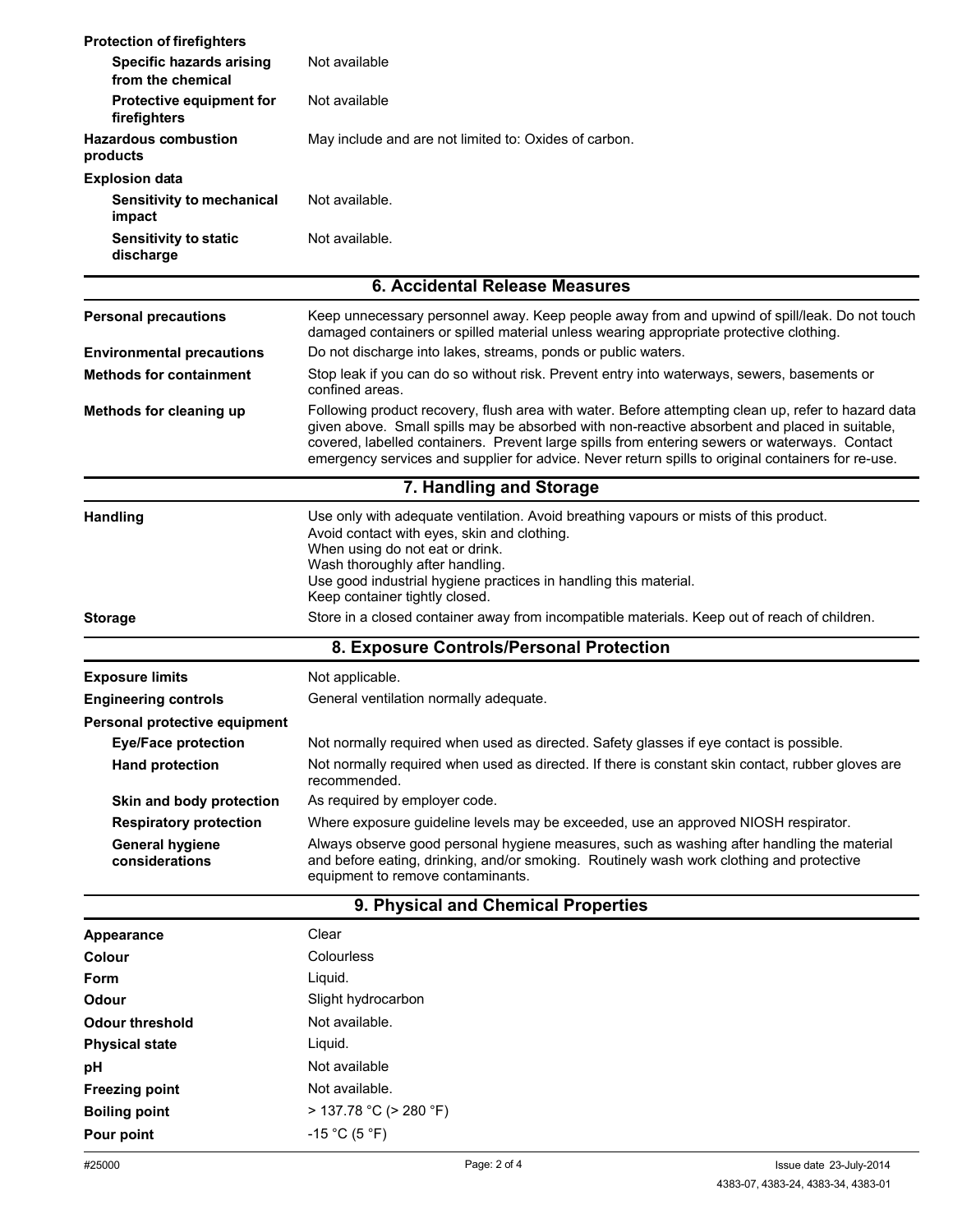**Protection of firefighters**

| | |
|---|---|
| **Specific hazards arising from the chemical** | Not available |
| **Protective equipment for firefighters** | Not available |
| **Hazardous combustion products** | May include and are not limited to: Oxides of carbon. |

**Explosion data**

| | |
|---|---|
| **Sensitivity to mechanical impact** | Not available. |
| **Sensitivity to static discharge** | Not available. |

## 6. Accidental Release Measures

| | |
|---|---|
| **Personal precautions** | Keep unnecessary personnel away. Keep people away from and upwind of spill/leak. Do not touch damaged containers or spilled material unless wearing appropriate protective clothing. |
| **Environmental precautions** | Do not discharge into lakes, streams, ponds or public waters. |
| **Methods for containment** | Stop leak if you can do so without risk. Prevent entry into waterways, sewers, basements or confined areas. |
| **Methods for cleaning up** | Following product recovery, flush area with water. Before attempting clean up, refer to hazard data given above. Small spills may be absorbed with non-reactive absorbent and placed in suitable, covered, labelled containers. Prevent large spills from entering sewers or waterways. Contact emergency services and supplier for advice. Never return spills to original containers for re-use. |

## 7. Handling and Storage

| | |
|---|---|
| **Handling** | Use only with adequate ventilation. Avoid breathing vapours or mists of this product.<br>Avoid contact with eyes, skin and clothing.<br>When using do not eat or drink.<br>Wash thoroughly after handling.<br>Use good industrial hygiene practices in handling this material.<br>Keep container tightly closed. |
| **Storage** | Store in a closed container away from incompatible materials. Keep out of reach of children. |

## 8. Exposure Controls/Personal Protection

| | |
|---|---|
| **Exposure limits** | Not applicable. |
| **Engineering controls** | General ventilation normally adequate. |

**Personal protective equipment**

| | |
|---|---|
| **Eye/Face protection** | Not normally required when used as directed. Safety glasses if eye contact is possible. |
| **Hand protection** | Not normally required when used as directed. If there is constant skin contact, rubber gloves are recommended. |
| **Skin and body protection** | As required by employer code. |
| **Respiratory protection** | Where exposure guideline levels may be exceeded, use an approved NIOSH respirator. |
| **General hygiene considerations** | Always observe good personal hygiene measures, such as washing after handling the material and before eating, drinking, and/or smoking. Routinely wash work clothing and protective equipment to remove contaminants. |

## 9. Physical and Chemical Properties

| | |
|---|---|
| **Appearance** | Clear |
| **Colour** | Colourless |
| **Form** | Liquid. |
| **Odour** | Slight hydrocarbon |
| **Odour threshold** | Not available. |
| **Physical state** | Liquid. |
| **pH** | Not available |
| **Freezing point** | Not available. |
| **Boiling point** | > 137.78 °C (> 280 °F) |
| **Pour point** | -15 °C (5 °F) |

#25000

Issue date 23-July-2014

4383-07, 4383-24, 4383-34, 4383-01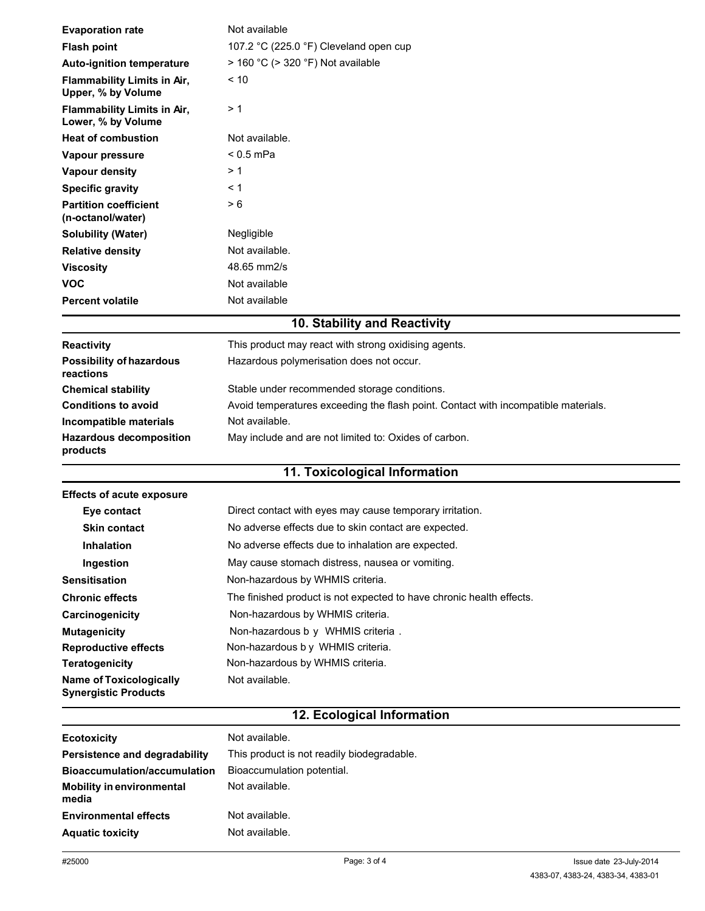| | |
|---|---|
| **Evaporation rate** | Not available |
| **Flash point** | 107.2 °C (225.0 °F) Cleveland open cup |
| **Auto-ignition temperature** | > 160 °C (> 320 °F) Not available |
| **Flammability Limits in Air, Upper, % by Volume** | < 10 |
| **Flammability Limits in Air, Lower, % by Volume** | > 1 |
| **Heat of combustion** | Not available. |
| **Vapour pressure** | < 0.5 mPa |
| **Vapour density** | > 1 |
| **Specific gravity** | < 1 |
| **Partition coefficient (n-octanol/water)** | > 6 |
| **Solubility (Water)** | Negligible |
| **Relative density** | Not available. |
| **Viscosity** | 48.65 mm2/s |
| **VOC** | Not available |
| **Percent volatile** | Not available |

## 10. Stability and Reactivity

| | |
|---|---|
| **Reactivity** | This product may react with strong oxidising agents. |
| **Possibility of hazardous reactions** | Hazardous polymerisation does not occur. |
| **Chemical stability** | Stable under recommended storage conditions. |
| **Conditions to avoid** | Avoid temperatures exceeding the flash point. Contact with incompatible materials. |
| **Incompatible materials** | Not available. |
| **Hazardous decomposition products** | May include and are not limited to: Oxides of carbon. |

## 11. Toxicological Information

| | |
|---|---|
| **Effects of acute exposure** | |
| **Eye contact** | Direct contact with eyes may cause temporary irritation. |
| **Skin contact** | No adverse effects due to skin contact are expected. |
| **Inhalation** | No adverse effects due to inhalation are expected. |
| **Ingestion** | May cause stomach distress, nausea or vomiting. |
| **Sensitisation** | Non-hazardous by WHMIS criteria. |
| **Chronic effects** | The finished product is not expected to have chronic health effects. |
| **Carcinogenicity** | Non-hazardous by WHMIS criteria. |
| **Mutagenicity** | Non-hazardous by WHMIS criteria . |
| **Reproductive effects** | Non-hazardous by WHMIS criteria. |
| **Teratogenicity** | Non-hazardous by WHMIS criteria. |
| **Name of Toxicologically Synergistic Products** | Not available. |

## 12. Ecological Information

| | |
|---|---|
| **Ecotoxicity** | Not available. |
| **Persistence and degradability** | This product is not readily biodegradable. |
| **Bioaccumulation/accumulation** | Bioaccumulation potential. |
| **Mobility in environmental media** | Not available. |
| **Environmental effects** | Not available. |
| **Aquatic toxicity** | Not available. |

#25000 Issue date 23-July-2014

4383-07, 4383-24, 4383-34, 4383-01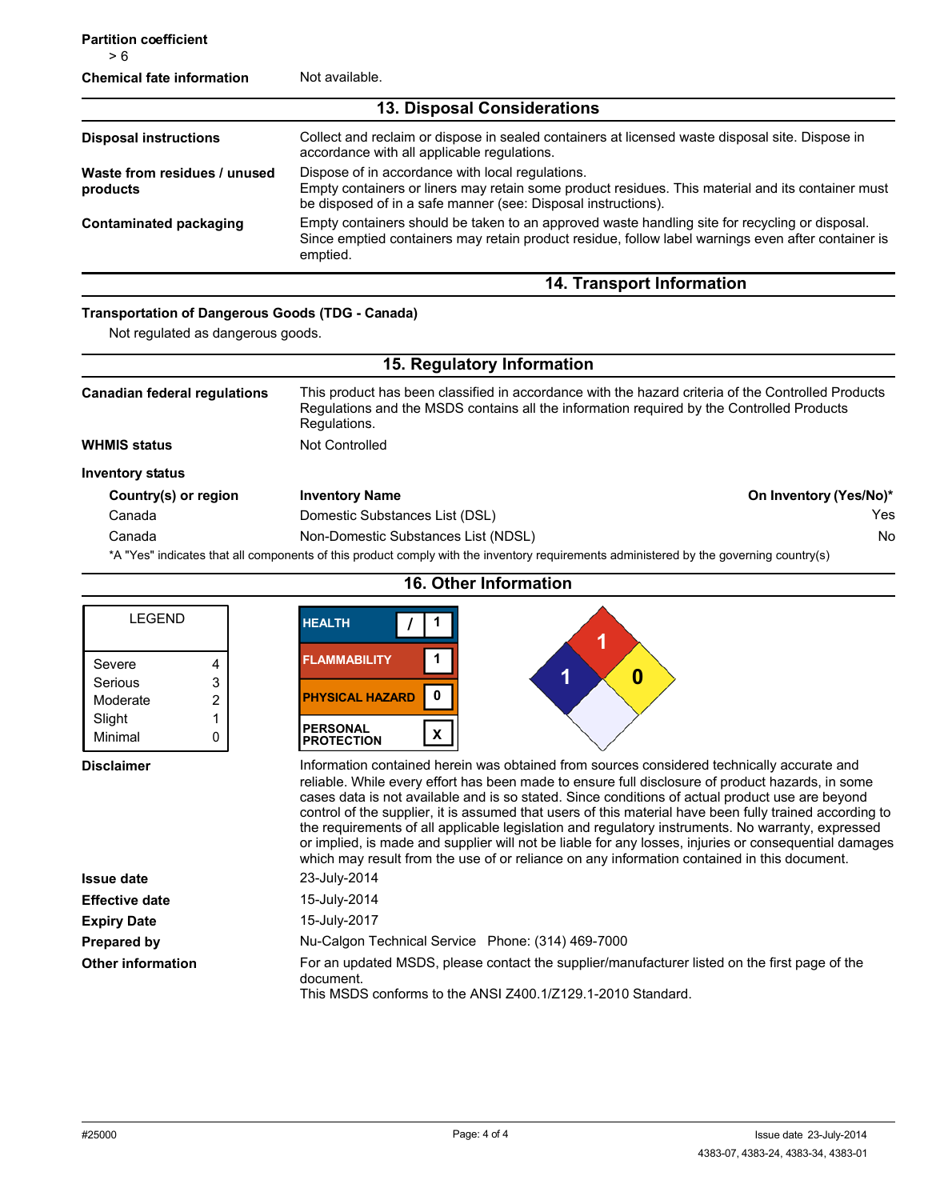**Partition coefficient**

> 6

**Chemical fate information** Not available.

## 13. Disposal Considerations

| | |
|---|---|
| **Disposal instructions** | Collect and reclaim or dispose in sealed containers at licensed waste disposal site. Dispose in accordance with all applicable regulations. |
| **Waste from residues / unused products** | Dispose of in accordance with local regulations. Empty containers or liners may retain some product residues. This material and its container must be disposed of in a safe manner (see: Disposal instructions). |
| **Contaminated packaging** | Empty containers should be taken to an approved waste handling site for recycling or disposal. Since emptied containers may retain product residue, follow label warnings even after container is emptied. |

## 14. Transport Information

**Transportation of Dangerous Goods (TDG - Canada)**

Not regulated as dangerous goods.

## 15. Regulatory Information

| | |
|---|---|
| **Canadian federal regulations** | This product has been classified in accordance with the hazard criteria of the Controlled Products Regulations and the MSDS contains all the information required by the Controlled Products Regulations. |
| **WHMIS status** | Not Controlled |

**Inventory status**

| Country(s) or region | Inventory Name | On Inventory (Yes/No)* |
|---|---|---|
| Canada | Domestic Substances List (DSL) | Yes |
| Canada | Non-Domestic Substances List (NDSL) | No |

*A "Yes" indicates that all components of this product comply with the inventory requirements administered by the governing country(s)

## 16. Other Information

| LEGEND | |
|---|---|
| Severe | 4 |
| Serious | 3 |
| Moderate | 2 |
| Slight | 1 |
| Minimal | 0 |

| | |
|---|---|
| HEALTH | / 1 |
| FLAMMABILITY | 1 |
| PHYSICAL HAZARD | 0 |
| PERSONAL PROTECTION | X |

1
1
0

| | |
|---|---|
| **Disclaimer** | Information contained herein was obtained from sources considered technically accurate and reliable. While every effort has been made to ensure full disclosure of product hazards, in some cases data is not available and is so stated. Since conditions of actual product use are beyond control of the supplier, it is assumed that users of this material have been fully trained according to the requirements of all applicable legislation and regulatory instruments. No warranty, expressed or implied, is made and supplier will not be liable for any losses, injuries or consequential damages which may result from the use of or reliance on any information contained in this document. |
| **Issue date** | 23-July-2014 |
| **Effective date** | 15-July-2014 |
| **Expiry Date** | 15-July-2017 |
| **Prepared by** | Nu-Calgon Technical Service Phone: (314) 469-7000 |
| **Other information** | For an updated MSDS, please contact the supplier/manufacturer listed on the first page of the document. This MSDS conforms to the ANSI Z400.1/Z129.1-2010 Standard. |

#25000

4383-07, 4383-24, 4383-34, 4383-01